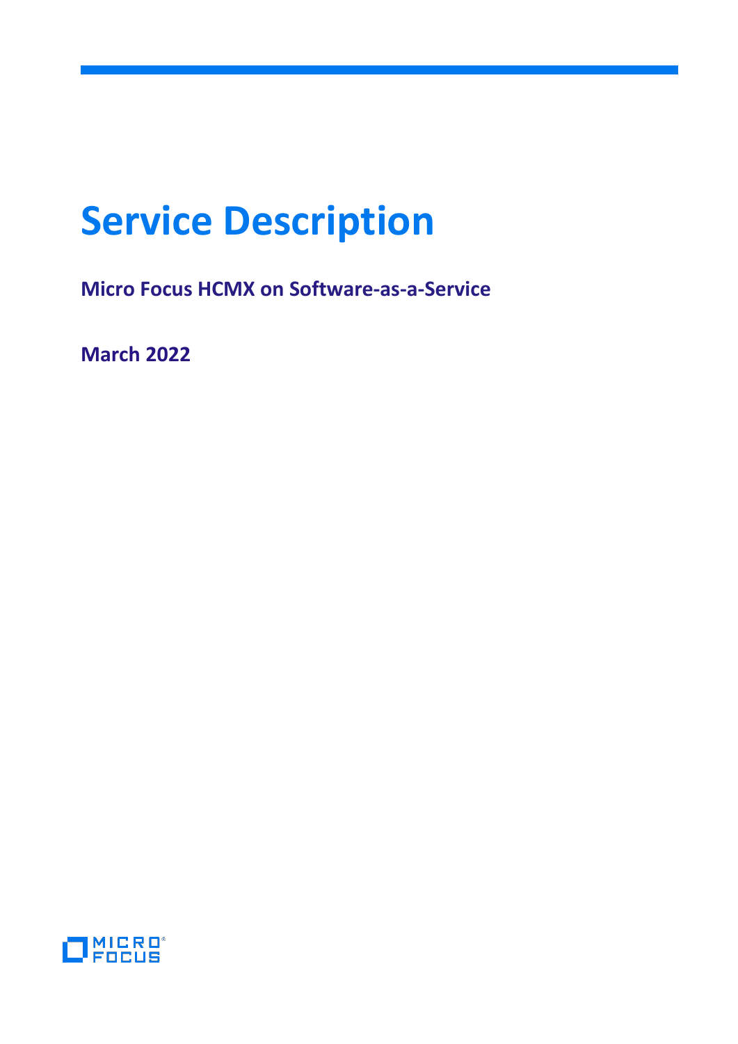# Service Description

**Micro Focus HCMX on Software-as-a-Service**

**March 2022**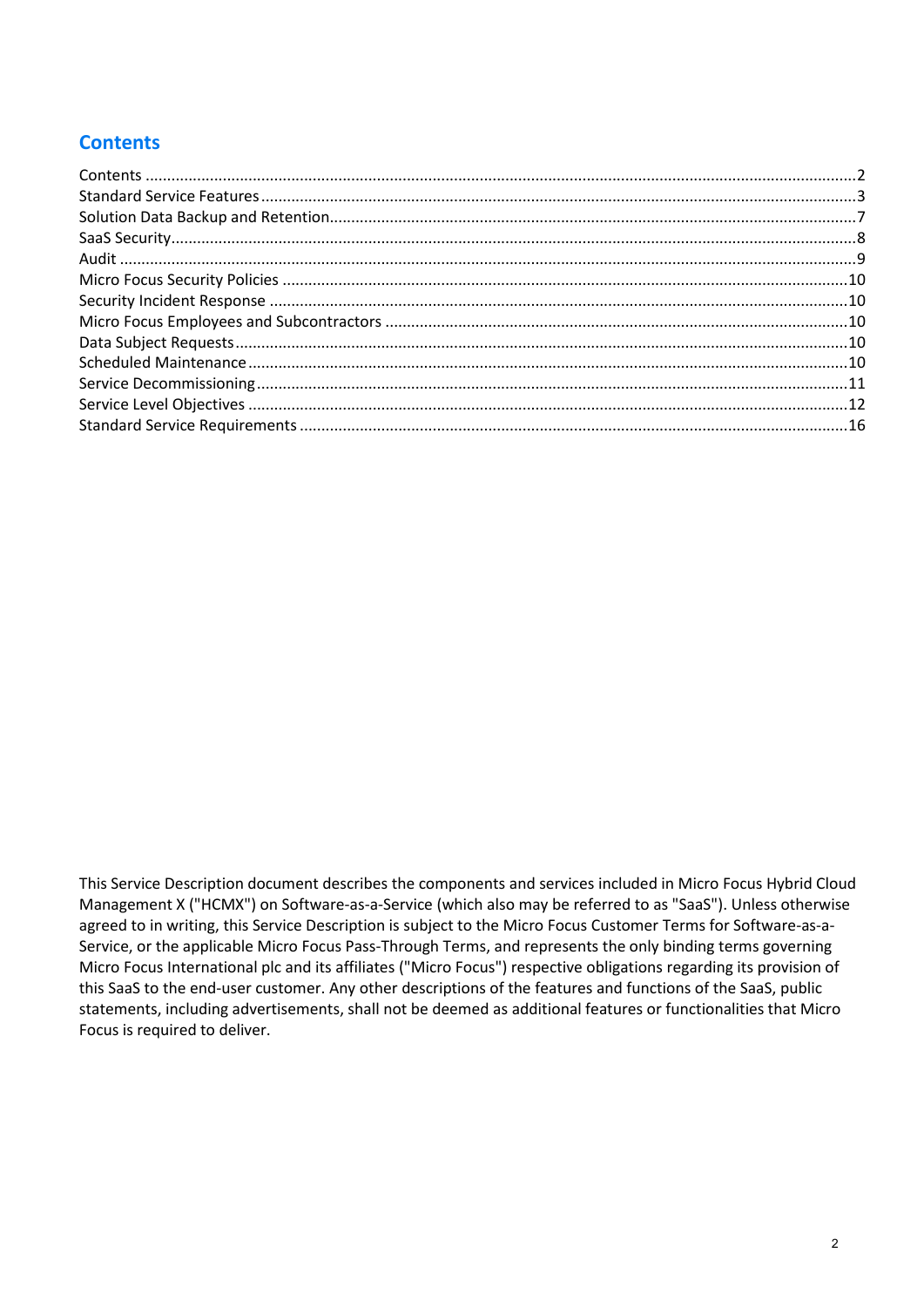## Contents

Contents ....................................................................................................................................................2
Standard Service Features ........................................................................................................................3
Solution Data Backup and Retention.........................................................................................................7
SaaS Security.............................................................................................................................................8
Audit .........................................................................................................................................................9
Micro Focus Security Policies .................................................................................................................10
Security Incident Response .....................................................................................................................10
Micro Focus Employees and Subcontractors ...........................................................................................10
Data Subject Requests.............................................................................................................................10
Scheduled Maintenance ..........................................................................................................................10
Service Decommissioning........................................................................................................................11
Service Level Objectives .........................................................................................................................12
Standard Service Requirements .............................................................................................................16

This Service Description document describes the components and services included in Micro Focus Hybrid Cloud Management X ("HCMX") on Software-as-a-Service (which also may be referred to as "SaaS"). Unless otherwise agreed to in writing, this Service Description is subject to the Micro Focus Customer Terms for Software-as-a-Service, or the applicable Micro Focus Pass-Through Terms, and represents the only binding terms governing Micro Focus International plc and its affiliates ("Micro Focus") respective obligations regarding its provision of this SaaS to the end-user customer. Any other descriptions of the features and functions of the SaaS, public statements, including advertisements, shall not be deemed as additional features or functionalities that Micro Focus is required to deliver.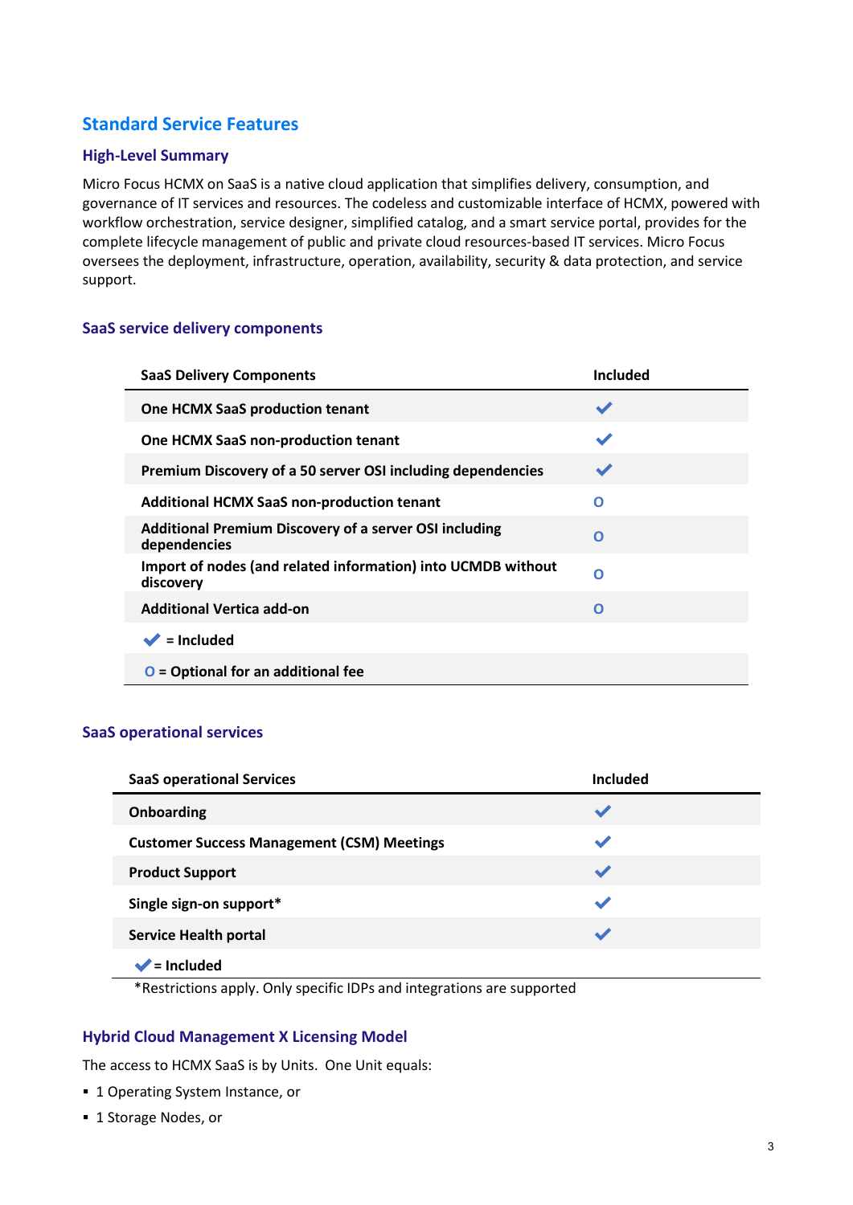## Standard Service Features

### High-Level Summary

Micro Focus HCMX on SaaS is a native cloud application that simplifies delivery, consumption, and governance of IT services and resources. The codeless and customizable interface of HCMX, powered with workflow orchestration, service designer, simplified catalog, and a smart service portal, provides for the complete lifecycle management of public and private cloud resources-based IT services. Micro Focus oversees the deployment, infrastructure, operation, availability, security & data protection, and service support.

### SaaS service delivery components

| SaaS Delivery Components | Included |
|---|---|
| One HCMX SaaS production tenant | ✔ |
| One HCMX SaaS non-production tenant | ✔ |
| Premium Discovery of a 50 server OSI including dependencies | ✔ |
| Additional HCMX SaaS non-production tenant | O |
| Additional Premium Discovery of a server OSI including dependencies | O |
| Import of nodes (and related information) into UCMDB without discovery | O |
| Additional Vertica add-on | O |
| ✔ = Included | |
| O = Optional for an additional fee | |

### SaaS operational services

| SaaS operational Services | Included |
|---|---|
| Onboarding | ✔ |
| Customer Success Management (CSM) Meetings | ✔ |
| Product Support | ✔ |
| Single sign-on support* | ✔ |
| Service Health portal | ✔ |
| ✔ = Included | |

*Restrictions apply. Only specific IDPs and integrations are supported

### Hybrid Cloud Management X Licensing Model

The access to HCMX SaaS is by Units. One Unit equals:

- 1 Operating System Instance, or
- 1 Storage Nodes, or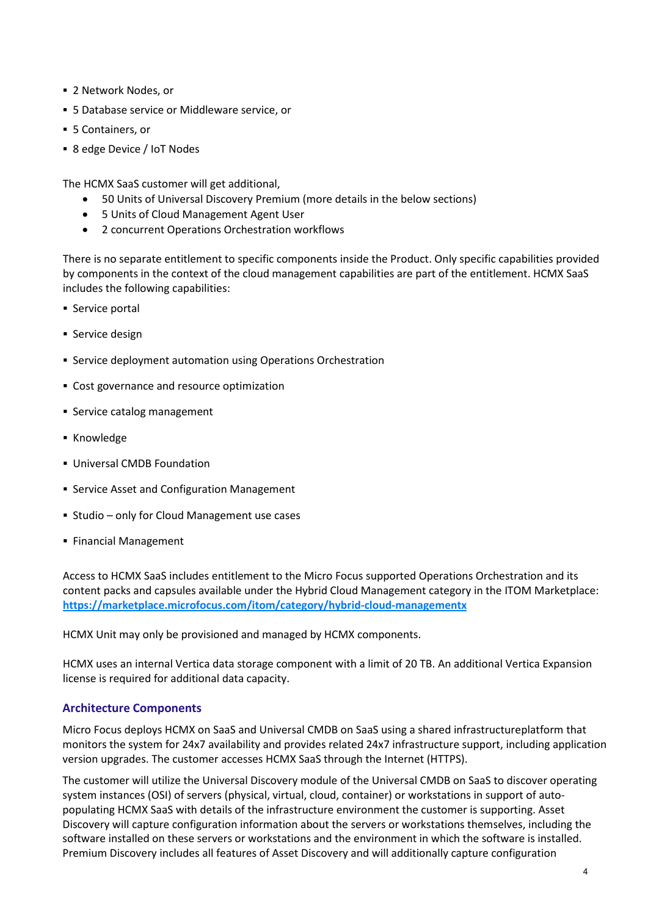- 2 Network Nodes, or
- 5 Database service or Middleware service, or
- 5 Containers, or
- 8 edge Device / IoT Nodes

The HCMX SaaS customer will get additional,

- 50 Units of Universal Discovery Premium (more details in the below sections)
- 5 Units of Cloud Management Agent User
- 2 concurrent Operations Orchestration workflows

There is no separate entitlement to specific components inside the Product. Only specific capabilities provided by components in the context of the cloud management capabilities are part of the entitlement. HCMX SaaS includes the following capabilities:

- Service portal
- Service design
- Service deployment automation using Operations Orchestration
- Cost governance and resource optimization
- Service catalog management
- Knowledge
- Universal CMDB Foundation
- Service Asset and Configuration Management
- Studio – only for Cloud Management use cases
- Financial Management

Access to HCMX SaaS includes entitlement to the Micro Focus supported Operations Orchestration and its content packs and capsules available under the Hybrid Cloud Management category in the ITOM Marketplace: **https://marketplace.microfocus.com/itom/category/hybrid-cloud-managementx**

HCMX Unit may only be provisioned and managed by HCMX components.

HCMX uses an internal Vertica data storage component with a limit of 20 TB. An additional Vertica Expansion license is required for additional data capacity.

### Architecture Components

Micro Focus deploys HCMX on SaaS and Universal CMDB on SaaS using a shared infrastructureplatform that monitors the system for 24x7 availability and provides related 24x7 infrastructure support, including application version upgrades. The customer accesses HCMX SaaS through the Internet (HTTPS).

The customer will utilize the Universal Discovery module of the Universal CMDB on SaaS to discover operating system instances (OSI) of servers (physical, virtual, cloud, container) or workstations in support of auto-populating HCMX SaaS with details of the infrastructure environment the customer is supporting. Asset Discovery will capture configuration information about the servers or workstations themselves, including the software installed on these servers or workstations and the environment in which the software is installed. Premium Discovery includes all features of Asset Discovery and will additionally capture configuration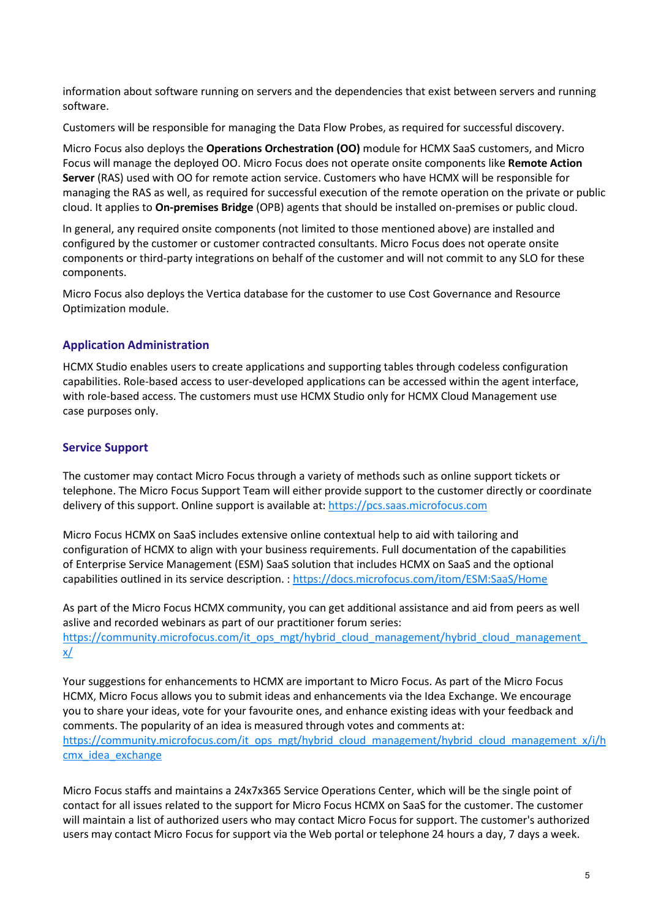information about software running on servers and the dependencies that exist between servers and running software.

Customers will be responsible for managing the Data Flow Probes, as required for successful discovery.

Micro Focus also deploys the **Operations Orchestration (OO)** module for HCMX SaaS customers, and Micro Focus will manage the deployed OO. Micro Focus does not operate onsite components like **Remote Action Server** (RAS) used with OO for remote action service. Customers who have HCMX will be responsible for managing the RAS as well, as required for successful execution of the remote operation on the private or public cloud. It applies to **On-premises Bridge** (OPB) agents that should be installed on-premises or public cloud.

In general, any required onsite components (not limited to those mentioned above) are installed and configured by the customer or customer contracted consultants. Micro Focus does not operate onsite components or third-party integrations on behalf of the customer and will not commit to any SLO for these components.

Micro Focus also deploys the Vertica database for the customer to use Cost Governance and Resource Optimization module.

## Application Administration

HCMX Studio enables users to create applications and supporting tables through codeless configuration capabilities. Role-based access to user-developed applications can be accessed within the agent interface, with role-based access. The customers must use HCMX Studio only for HCMX Cloud Management use case purposes only.

## Service Support

The customer may contact Micro Focus through a variety of methods such as online support tickets or telephone. The Micro Focus Support Team will either provide support to the customer directly or coordinate delivery of this support. Online support is available at: https://pcs.saas.microfocus.com

Micro Focus HCMX on SaaS includes extensive online contextual help to aid with tailoring and configuration of HCMX to align with your business requirements. Full documentation of the capabilities of Enterprise Service Management (ESM) SaaS solution that includes HCMX on SaaS and the optional capabilities outlined in its service description. : https://docs.microfocus.com/itom/ESM:SaaS/Home

As part of the Micro Focus HCMX community, you can get additional assistance and aid from peers as well aslive and recorded webinars as part of our practitioner forum series: https://community.microfocus.com/it_ops_mgt/hybrid_cloud_management/hybrid_cloud_management_x/

Your suggestions for enhancements to HCMX are important to Micro Focus. As part of the Micro Focus HCMX, Micro Focus allows you to submit ideas and enhancements via the Idea Exchange. We encourage you to share your ideas, vote for your favourite ones, and enhance existing ideas with your feedback and comments. The popularity of an idea is measured through votes and comments at: https://community.microfocus.com/it_ops_mgt/hybrid_cloud_management/hybrid_cloud_management_x/i/hcmx_idea_exchange

Micro Focus staffs and maintains a 24x7x365 Service Operations Center, which will be the single point of contact for all issues related to the support for Micro Focus HCMX on SaaS for the customer. The customer will maintain a list of authorized users who may contact Micro Focus for support. The customer's authorized users may contact Micro Focus for support via the Web portal or telephone 24 hours a day, 7 days a week.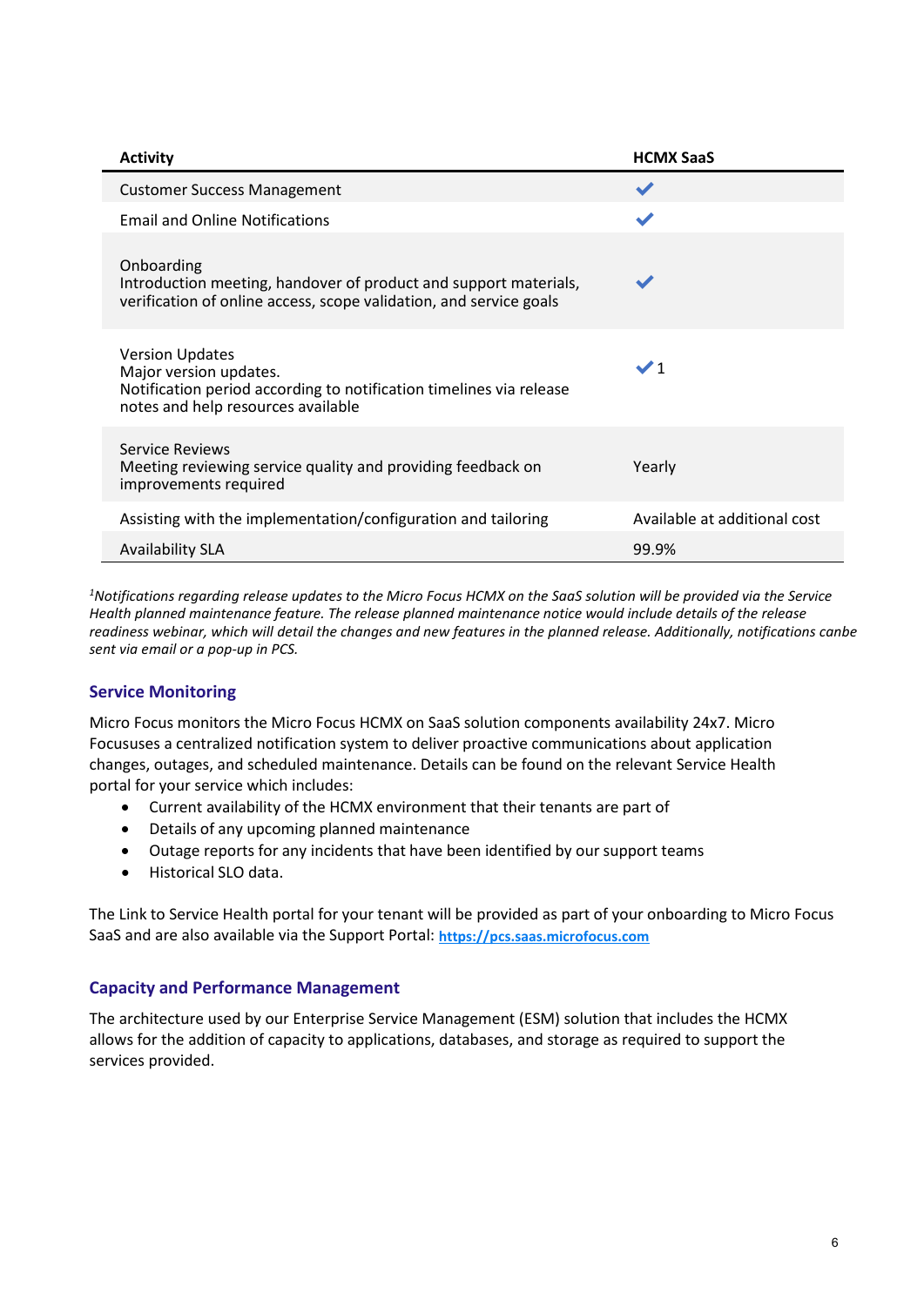| Activity | HCMX SaaS |
|---|---|
| Customer Success Management | ✔ |
| Email and Online Notifications | ✔ |
| Onboarding<br>Introduction meeting, handover of product and support materials, verification of online access, scope validation, and service goals | ✔ |
| Version Updates<br>Major version updates.<br>Notification period according to notification timelines via release notes and help resources available | ✔ [1] |
| Service Reviews<br>Meeting reviewing service quality and providing feedback on improvements required | Yearly |
| Assisting with the implementation/configuration and tailoring | Available at additional cost |
| Availability SLA | 99.9% |

*[1]Notifications regarding release updates to the Micro Focus HCMX on the SaaS solution will be provided via the Service Health planned maintenance feature. The release planned maintenance notice would include details of the release readiness webinar, which will detail the changes and new features in the planned release. Additionally, notifications canbe sent via email or a pop-up in PCS.*

### Service Monitoring

Micro Focus monitors the Micro Focus HCMX on SaaS solution components availability 24x7. Micro Focususes a centralized notification system to deliver proactive communications about application changes, outages, and scheduled maintenance. Details can be found on the relevant Service Health portal for your service which includes:

- Current availability of the HCMX environment that their tenants are part of
- Details of any upcoming planned maintenance
- Outage reports for any incidents that have been identified by our support teams
- Historical SLO data.

The Link to Service Health portal for your tenant will be provided as part of your onboarding to Micro Focus SaaS and are also available via the Support Portal: **https://pcs.saas.microfocus.com**

### Capacity and Performance Management

The architecture used by our Enterprise Service Management (ESM) solution that includes the HCMX allows for the addition of capacity to applications, databases, and storage as required to support the services provided.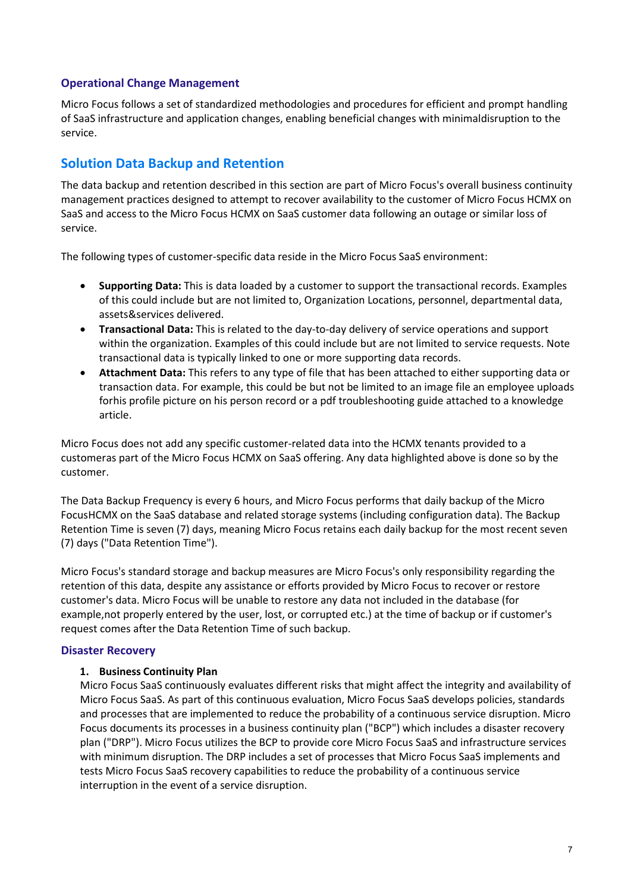### Operational Change Management

Micro Focus follows a set of standardized methodologies and procedures for efficient and prompt handling of SaaS infrastructure and application changes, enabling beneficial changes with minimaldisruption to the service.

## Solution Data Backup and Retention

The data backup and retention described in this section are part of Micro Focus's overall business continuity management practices designed to attempt to recover availability to the customer of Micro Focus HCMX on SaaS and access to the Micro Focus HCMX on SaaS customer data following an outage or similar loss of service.

The following types of customer-specific data reside in the Micro Focus SaaS environment:

- **Supporting Data:** This is data loaded by a customer to support the transactional records. Examples of this could include but are not limited to, Organization Locations, personnel, departmental data, assets&services delivered.
- **Transactional Data:** This is related to the day-to-day delivery of service operations and support within the organization. Examples of this could include but are not limited to service requests. Note transactional data is typically linked to one or more supporting data records.
- **Attachment Data:** This refers to any type of file that has been attached to either supporting data or transaction data. For example, this could be but not be limited to an image file an employee uploads forhis profile picture on his person record or a pdf troubleshooting guide attached to a knowledge article.

Micro Focus does not add any specific customer-related data into the HCMX tenants provided to a customeras part of the Micro Focus HCMX on SaaS offering. Any data highlighted above is done so by the customer.

The Data Backup Frequency is every 6 hours, and Micro Focus performs that daily backup of the Micro FocusHCMX on the SaaS database and related storage systems (including configuration data). The Backup Retention Time is seven (7) days, meaning Micro Focus retains each daily backup for the most recent seven (7) days ("Data Retention Time").

Micro Focus's standard storage and backup measures are Micro Focus's only responsibility regarding the retention of this data, despite any assistance or efforts provided by Micro Focus to recover or restore customer's data. Micro Focus will be unable to restore any data not included in the database (for example,not properly entered by the user, lost, or corrupted etc.) at the time of backup or if customer's request comes after the Data Retention Time of such backup.

### Disaster Recovery

1. **Business Continuity Plan**
   Micro Focus SaaS continuously evaluates different risks that might affect the integrity and availability of Micro Focus SaaS. As part of this continuous evaluation, Micro Focus SaaS develops policies, standards and processes that are implemented to reduce the probability of a continuous service disruption. Micro Focus documents its processes in a business continuity plan ("BCP") which includes a disaster recovery plan ("DRP"). Micro Focus utilizes the BCP to provide core Micro Focus SaaS and infrastructure services with minimum disruption. The DRP includes a set of processes that Micro Focus SaaS implements and tests Micro Focus SaaS recovery capabilities to reduce the probability of a continuous service interruption in the event of a service disruption.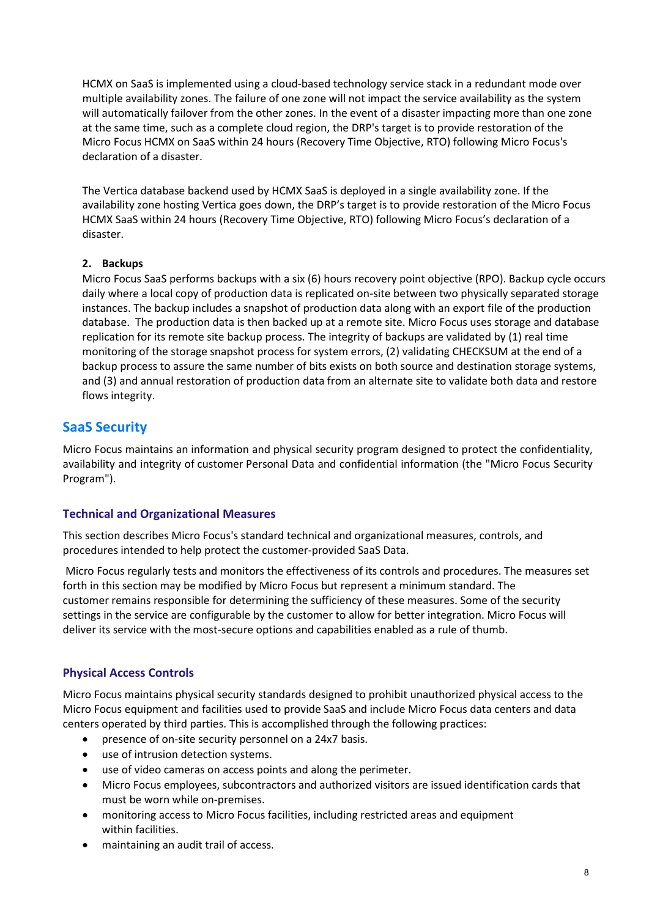HCMX on SaaS is implemented using a cloud-based technology service stack in a redundant mode over multiple availability zones. The failure of one zone will not impact the service availability as the system will automatically failover from the other zones. In the event of a disaster impacting more than one zone at the same time, such as a complete cloud region, the DRP's target is to provide restoration of the Micro Focus HCMX on SaaS within 24 hours (Recovery Time Objective, RTO) following Micro Focus's declaration of a disaster.

The Vertica database backend used by HCMX SaaS is deployed in a single availability zone. If the availability zone hosting Vertica goes down, the DRP's target is to provide restoration of the Micro Focus HCMX SaaS within 24 hours (Recovery Time Objective, RTO) following Micro Focus's declaration of a disaster.

**2. Backups**

Micro Focus SaaS performs backups with a six (6) hours recovery point objective (RPO). Backup cycle occurs daily where a local copy of production data is replicated on-site between two physically separated storage instances. The backup includes a snapshot of production data along with an export file of the production database. The production data is then backed up at a remote site. Micro Focus uses storage and database replication for its remote site backup process. The integrity of backups are validated by (1) real time monitoring of the storage snapshot process for system errors, (2) validating CHECKSUM at the end of a backup process to assure the same number of bits exists on both source and destination storage systems, and (3) and annual restoration of production data from an alternate site to validate both data and restore flows integrity.

## SaaS Security

Micro Focus maintains an information and physical security program designed to protect the confidentiality, availability and integrity of customer Personal Data and confidential information (the "Micro Focus Security Program").

### Technical and Organizational Measures

This section describes Micro Focus's standard technical and organizational measures, controls, and procedures intended to help protect the customer-provided SaaS Data.

Micro Focus regularly tests and monitors the effectiveness of its controls and procedures. The measures set forth in this section may be modified by Micro Focus but represent a minimum standard. The customer remains responsible for determining the sufficiency of these measures. Some of the security settings in the service are configurable by the customer to allow for better integration. Micro Focus will deliver its service with the most-secure options and capabilities enabled as a rule of thumb.

### Physical Access Controls

Micro Focus maintains physical security standards designed to prohibit unauthorized physical access to the Micro Focus equipment and facilities used to provide SaaS and include Micro Focus data centers and data centers operated by third parties. This is accomplished through the following practices:

- presence of on-site security personnel on a 24x7 basis.
- use of intrusion detection systems.
- use of video cameras on access points and along the perimeter.
- Micro Focus employees, subcontractors and authorized visitors are issued identification cards that must be worn while on-premises.
- monitoring access to Micro Focus facilities, including restricted areas and equipment within facilities.
- maintaining an audit trail of access.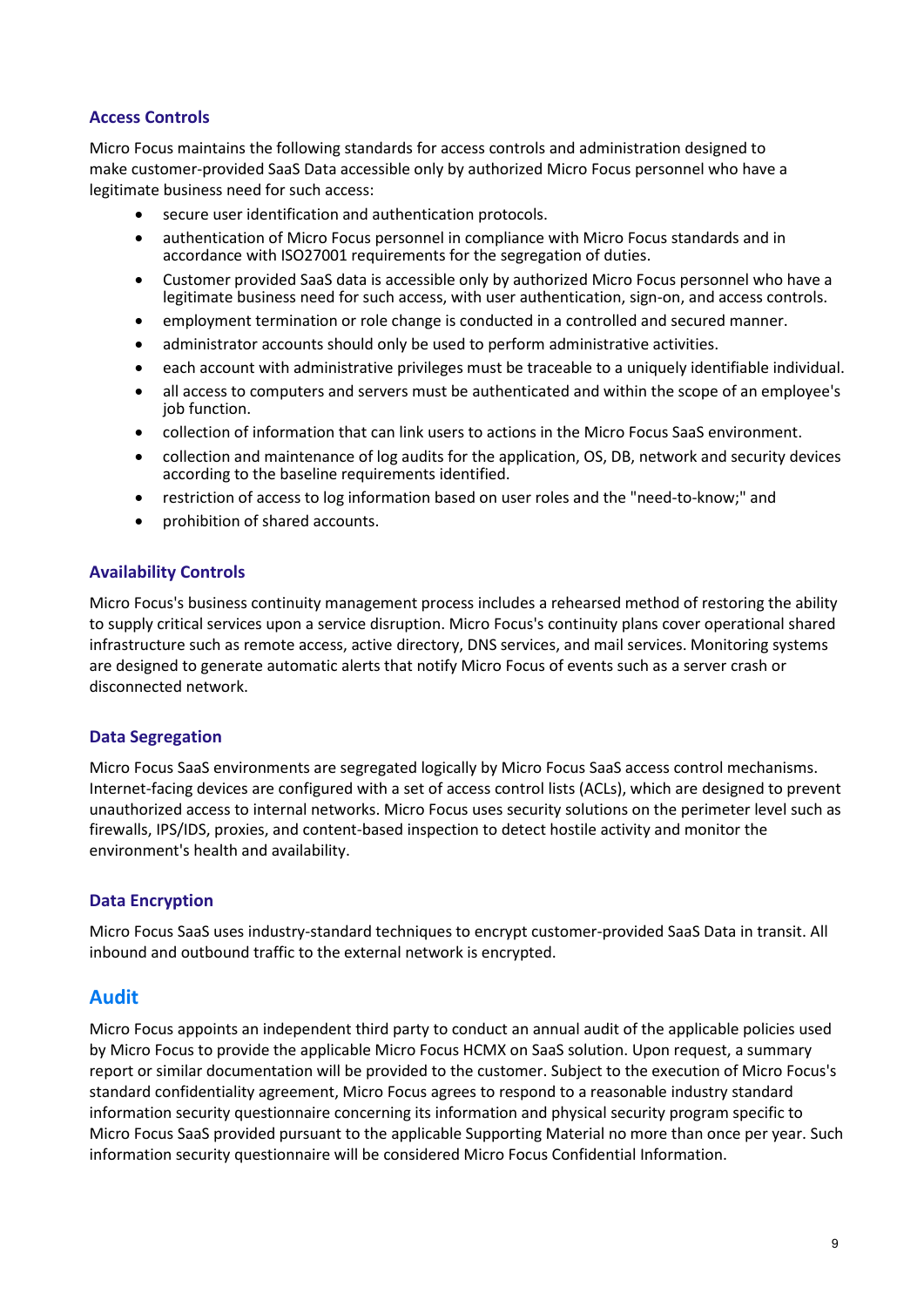### Access Controls

Micro Focus maintains the following standards for access controls and administration designed to make customer-provided SaaS Data accessible only by authorized Micro Focus personnel who have a legitimate business need for such access:

- secure user identification and authentication protocols.
- authentication of Micro Focus personnel in compliance with Micro Focus standards and in accordance with ISO27001 requirements for the segregation of duties.
- Customer provided SaaS data is accessible only by authorized Micro Focus personnel who have a legitimate business need for such access, with user authentication, sign-on, and access controls.
- employment termination or role change is conducted in a controlled and secured manner.
- administrator accounts should only be used to perform administrative activities.
- each account with administrative privileges must be traceable to a uniquely identifiable individual.
- all access to computers and servers must be authenticated and within the scope of an employee's job function.
- collection of information that can link users to actions in the Micro Focus SaaS environment.
- collection and maintenance of log audits for the application, OS, DB, network and security devices according to the baseline requirements identified.
- restriction of access to log information based on user roles and the "need-to-know;" and
- prohibition of shared accounts.

### Availability Controls

Micro Focus's business continuity management process includes a rehearsed method of restoring the ability to supply critical services upon a service disruption. Micro Focus's continuity plans cover operational shared infrastructure such as remote access, active directory, DNS services, and mail services. Monitoring systems are designed to generate automatic alerts that notify Micro Focus of events such as a server crash or disconnected network.

### Data Segregation

Micro Focus SaaS environments are segregated logically by Micro Focus SaaS access control mechanisms. Internet-facing devices are configured with a set of access control lists (ACLs), which are designed to prevent unauthorized access to internal networks. Micro Focus uses security solutions on the perimeter level such as firewalls, IPS/IDS, proxies, and content-based inspection to detect hostile activity and monitor the environment's health and availability.

### Data Encryption

Micro Focus SaaS uses industry-standard techniques to encrypt customer-provided SaaS Data in transit. All inbound and outbound traffic to the external network is encrypted.

## Audit

Micro Focus appoints an independent third party to conduct an annual audit of the applicable policies used by Micro Focus to provide the applicable Micro Focus HCMX on SaaS solution. Upon request, a summary report or similar documentation will be provided to the customer. Subject to the execution of Micro Focus's standard confidentiality agreement, Micro Focus agrees to respond to a reasonable industry standard information security questionnaire concerning its information and physical security program specific to Micro Focus SaaS provided pursuant to the applicable Supporting Material no more than once per year. Such information security questionnaire will be considered Micro Focus Confidential Information.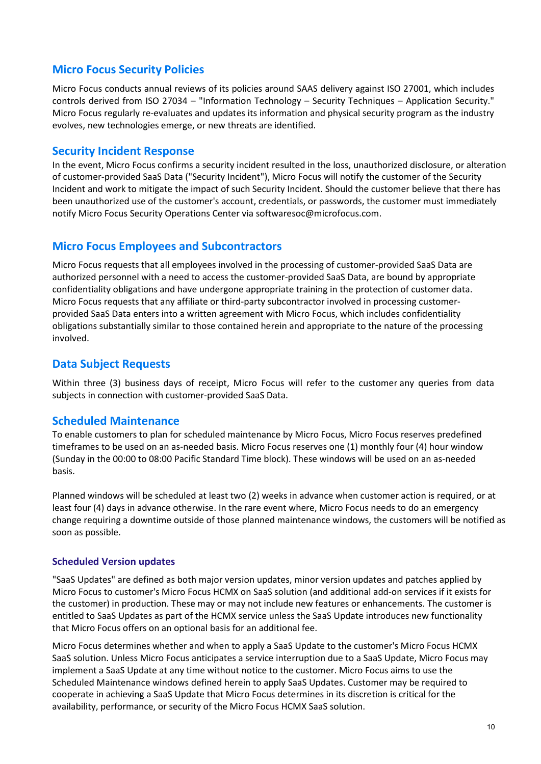## Micro Focus Security Policies

Micro Focus conducts annual reviews of its policies around SAAS delivery against ISO 27001, which includes controls derived from ISO 27034 – "Information Technology – Security Techniques – Application Security." Micro Focus regularly re-evaluates and updates its information and physical security program as the industry evolves, new technologies emerge, or new threats are identified.

## Security Incident Response

In the event, Micro Focus confirms a security incident resulted in the loss, unauthorized disclosure, or alteration of customer-provided SaaS Data ("Security Incident"), Micro Focus will notify the customer of the Security Incident and work to mitigate the impact of such Security Incident. Should the customer believe that there has been unauthorized use of the customer's account, credentials, or passwords, the customer must immediately notify Micro Focus Security Operations Center via softwaresoc@microfocus.com.

## Micro Focus Employees and Subcontractors

Micro Focus requests that all employees involved in the processing of customer-provided SaaS Data are authorized personnel with a need to access the customer-provided SaaS Data, are bound by appropriate confidentiality obligations and have undergone appropriate training in the protection of customer data. Micro Focus requests that any affiliate or third-party subcontractor involved in processing customer-provided SaaS Data enters into a written agreement with Micro Focus, which includes confidentiality obligations substantially similar to those contained herein and appropriate to the nature of the processing involved.

## Data Subject Requests

Within three (3) business days of receipt, Micro Focus will refer to the customer any queries from data subjects in connection with customer-provided SaaS Data.

## Scheduled Maintenance

To enable customers to plan for scheduled maintenance by Micro Focus, Micro Focus reserves predefined timeframes to be used on an as-needed basis. Micro Focus reserves one (1) monthly four (4) hour window (Sunday in the 00:00 to 08:00 Pacific Standard Time block). These windows will be used on an as-needed basis.

Planned windows will be scheduled at least two (2) weeks in advance when customer action is required, or at least four (4) days in advance otherwise. In the rare event where, Micro Focus needs to do an emergency change requiring a downtime outside of those planned maintenance windows, the customers will be notified as soon as possible.

### Scheduled Version updates

"SaaS Updates" are defined as both major version updates, minor version updates and patches applied by Micro Focus to customer's Micro Focus HCMX on SaaS solution (and additional add-on services if it exists for the customer) in production. These may or may not include new features or enhancements. The customer is entitled to SaaS Updates as part of the HCMX service unless the SaaS Update introduces new functionality that Micro Focus offers on an optional basis for an additional fee.

Micro Focus determines whether and when to apply a SaaS Update to the customer's Micro Focus HCMX SaaS solution. Unless Micro Focus anticipates a service interruption due to a SaaS Update, Micro Focus may implement a SaaS Update at any time without notice to the customer. Micro Focus aims to use the Scheduled Maintenance windows defined herein to apply SaaS Updates. Customer may be required to cooperate in achieving a SaaS Update that Micro Focus determines in its discretion is critical for the availability, performance, or security of the Micro Focus HCMX SaaS solution.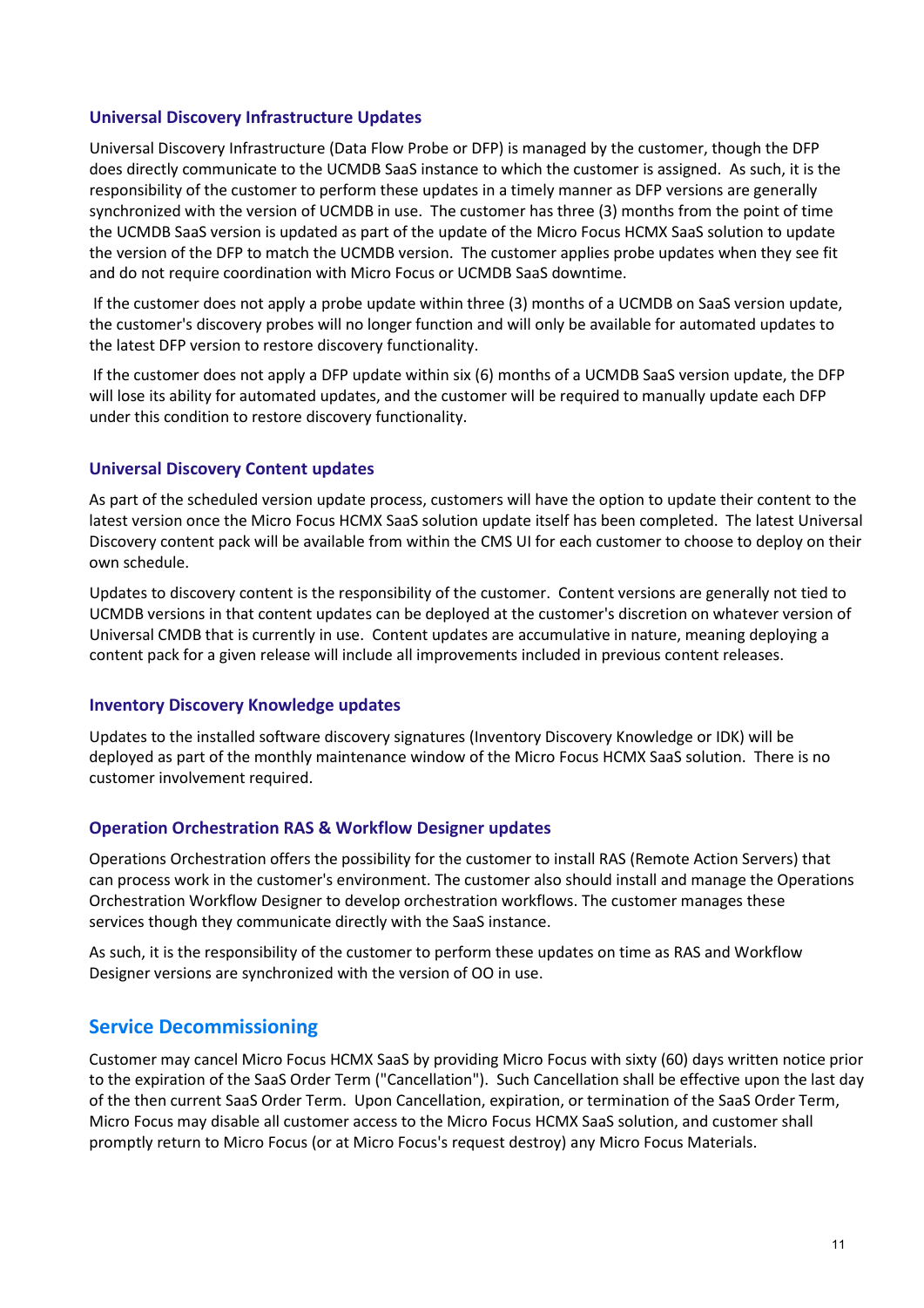### Universal Discovery Infrastructure Updates

Universal Discovery Infrastructure (Data Flow Probe or DFP) is managed by the customer, though the DFP does directly communicate to the UCMDB SaaS instance to which the customer is assigned. As such, it is the responsibility of the customer to perform these updates in a timely manner as DFP versions are generally synchronized with the version of UCMDB in use. The customer has three (3) months from the point of time the UCMDB SaaS version is updated as part of the update of the Micro Focus HCMX SaaS solution to update the version of the DFP to match the UCMDB version. The customer applies probe updates when they see fit and do not require coordination with Micro Focus or UCMDB SaaS downtime.

If the customer does not apply a probe update within three (3) months of a UCMDB on SaaS version update, the customer's discovery probes will no longer function and will only be available for automated updates to the latest DFP version to restore discovery functionality.

If the customer does not apply a DFP update within six (6) months of a UCMDB SaaS version update, the DFP will lose its ability for automated updates, and the customer will be required to manually update each DFP under this condition to restore discovery functionality.

### Universal Discovery Content updates

As part of the scheduled version update process, customers will have the option to update their content to the latest version once the Micro Focus HCMX SaaS solution update itself has been completed. The latest Universal Discovery content pack will be available from within the CMS UI for each customer to choose to deploy on their own schedule.

Updates to discovery content is the responsibility of the customer. Content versions are generally not tied to UCMDB versions in that content updates can be deployed at the customer's discretion on whatever version of Universal CMDB that is currently in use. Content updates are accumulative in nature, meaning deploying a content pack for a given release will include all improvements included in previous content releases.

### Inventory Discovery Knowledge updates

Updates to the installed software discovery signatures (Inventory Discovery Knowledge or IDK) will be deployed as part of the monthly maintenance window of the Micro Focus HCMX SaaS solution. There is no customer involvement required.

### Operation Orchestration RAS & Workflow Designer updates

Operations Orchestration offers the possibility for the customer to install RAS (Remote Action Servers) that can process work in the customer's environment. The customer also should install and manage the Operations Orchestration Workflow Designer to develop orchestration workflows. The customer manages these services though they communicate directly with the SaaS instance.

As such, it is the responsibility of the customer to perform these updates on time as RAS and Workflow Designer versions are synchronized with the version of OO in use.

## Service Decommissioning

Customer may cancel Micro Focus HCMX SaaS by providing Micro Focus with sixty (60) days written notice prior to the expiration of the SaaS Order Term ("Cancellation"). Such Cancellation shall be effective upon the last day of the then current SaaS Order Term. Upon Cancellation, expiration, or termination of the SaaS Order Term, Micro Focus may disable all customer access to the Micro Focus HCMX SaaS solution, and customer shall promptly return to Micro Focus (or at Micro Focus's request destroy) any Micro Focus Materials.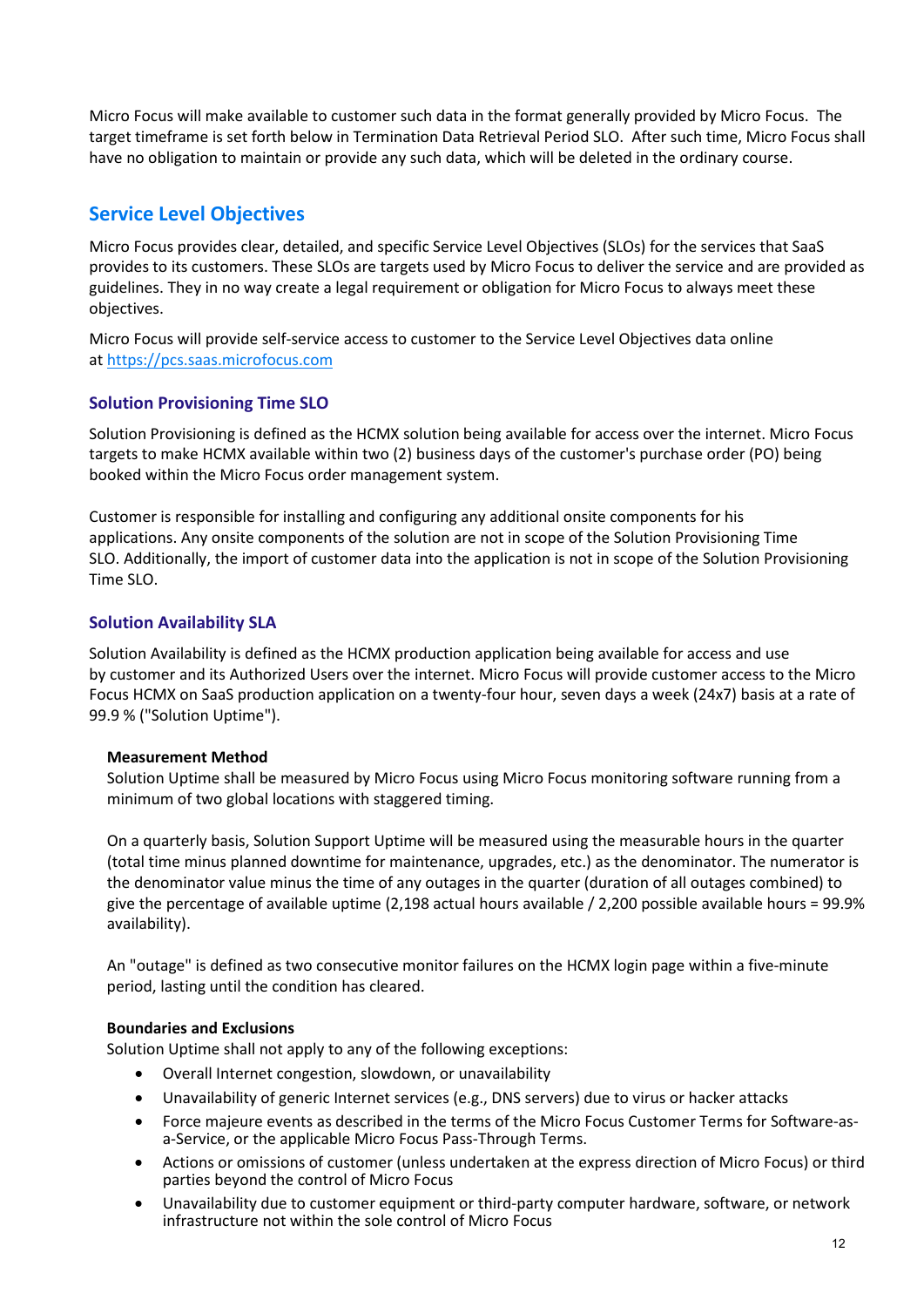Micro Focus will make available to customer such data in the format generally provided by Micro Focus. The target timeframe is set forth below in Termination Data Retrieval Period SLO. After such time, Micro Focus shall have no obligation to maintain or provide any such data, which will be deleted in the ordinary course.

## Service Level Objectives

Micro Focus provides clear, detailed, and specific Service Level Objectives (SLOs) for the services that SaaS provides to its customers. These SLOs are targets used by Micro Focus to deliver the service and are provided as guidelines. They in no way create a legal requirement or obligation for Micro Focus to always meet these objectives.

Micro Focus will provide self-service access to customer to the Service Level Objectives data online at https://pcs.saas.microfocus.com

### Solution Provisioning Time SLO

Solution Provisioning is defined as the HCMX solution being available for access over the internet. Micro Focus targets to make HCMX available within two (2) business days of the customer's purchase order (PO) being booked within the Micro Focus order management system.

Customer is responsible for installing and configuring any additional onsite components for his applications. Any onsite components of the solution are not in scope of the Solution Provisioning Time SLO. Additionally, the import of customer data into the application is not in scope of the Solution Provisioning Time SLO.

### Solution Availability SLA

Solution Availability is defined as the HCMX production application being available for access and use by customer and its Authorized Users over the internet. Micro Focus will provide customer access to the Micro Focus HCMX on SaaS production application on a twenty-four hour, seven days a week (24x7) basis at a rate of 99.9 % ("Solution Uptime").

**Measurement Method**

Solution Uptime shall be measured by Micro Focus using Micro Focus monitoring software running from a minimum of two global locations with staggered timing.

On a quarterly basis, Solution Support Uptime will be measured using the measurable hours in the quarter (total time minus planned downtime for maintenance, upgrades, etc.) as the denominator. The numerator is the denominator value minus the time of any outages in the quarter (duration of all outages combined) to give the percentage of available uptime (2,198 actual hours available / 2,200 possible available hours = 99.9% availability).

An "outage" is defined as two consecutive monitor failures on the HCMX login page within a five-minute period, lasting until the condition has cleared.

**Boundaries and Exclusions**

Solution Uptime shall not apply to any of the following exceptions:

- Overall Internet congestion, slowdown, or unavailability
- Unavailability of generic Internet services (e.g., DNS servers) due to virus or hacker attacks
- Force majeure events as described in the terms of the Micro Focus Customer Terms for Software-as-a-Service, or the applicable Micro Focus Pass-Through Terms.
- Actions or omissions of customer (unless undertaken at the express direction of Micro Focus) or third parties beyond the control of Micro Focus
- Unavailability due to customer equipment or third-party computer hardware, software, or network infrastructure not within the sole control of Micro Focus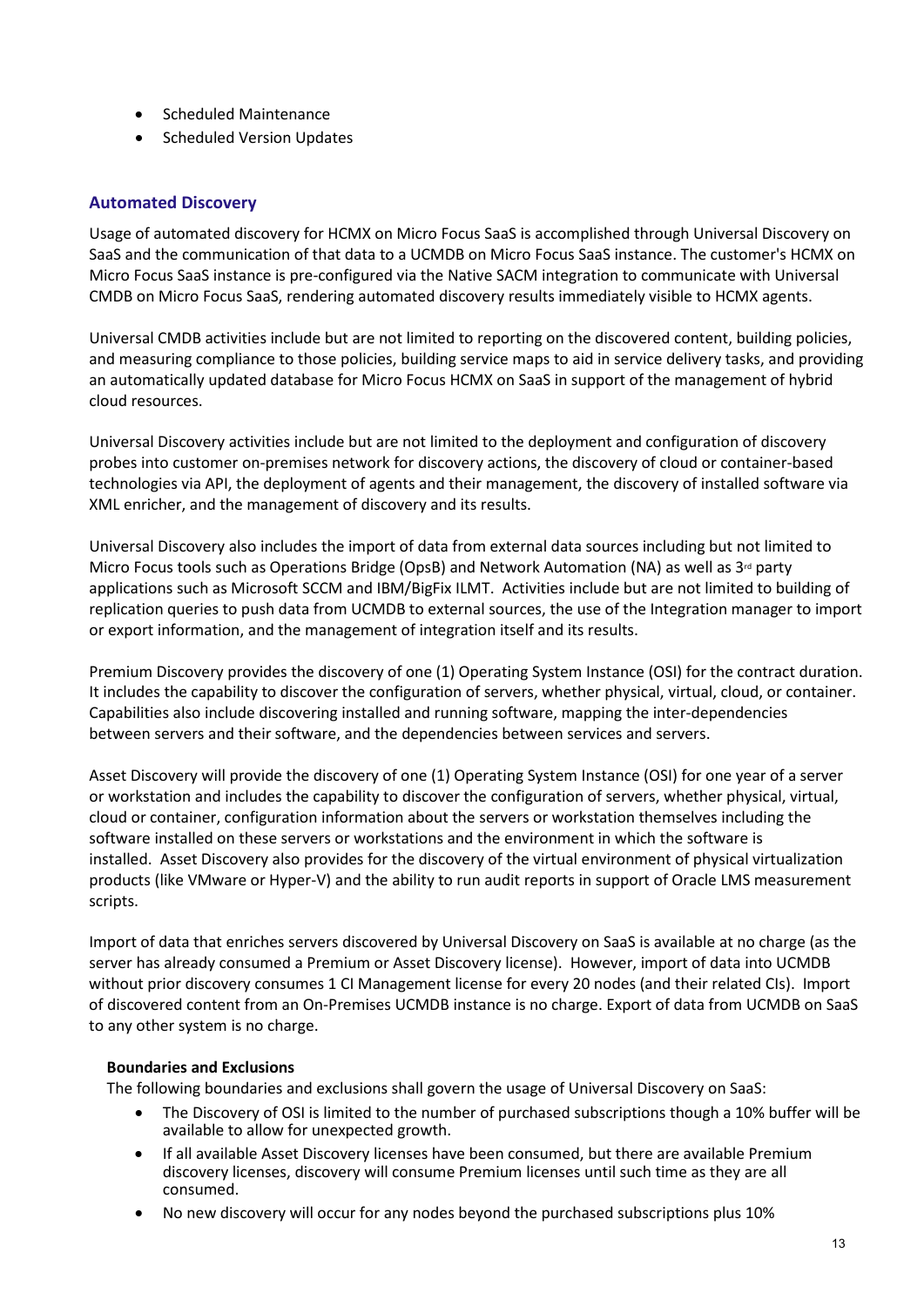- Scheduled Maintenance
- Scheduled Version Updates

## Automated Discovery

Usage of automated discovery for HCMX on Micro Focus SaaS is accomplished through Universal Discovery on SaaS and the communication of that data to a UCMDB on Micro Focus SaaS instance. The customer's HCMX on Micro Focus SaaS instance is pre-configured via the Native SACM integration to communicate with Universal CMDB on Micro Focus SaaS, rendering automated discovery results immediately visible to HCMX agents.

Universal CMDB activities include but are not limited to reporting on the discovered content, building policies, and measuring compliance to those policies, building service maps to aid in service delivery tasks, and providing an automatically updated database for Micro Focus HCMX on SaaS in support of the management of hybrid cloud resources.

Universal Discovery activities include but are not limited to the deployment and configuration of discovery probes into customer on-premises network for discovery actions, the discovery of cloud or container-based technologies via API, the deployment of agents and their management, the discovery of installed software via XML enricher, and the management of discovery and its results.

Universal Discovery also includes the import of data from external data sources including but not limited to Micro Focus tools such as Operations Bridge (OpsB) and Network Automation (NA) as well as 3rd party applications such as Microsoft SCCM and IBM/BigFix ILMT. Activities include but are not limited to building of replication queries to push data from UCMDB to external sources, the use of the Integration manager to import or export information, and the management of integration itself and its results.

Premium Discovery provides the discovery of one (1) Operating System Instance (OSI) for the contract duration. It includes the capability to discover the configuration of servers, whether physical, virtual, cloud, or container. Capabilities also include discovering installed and running software, mapping the inter-dependencies between servers and their software, and the dependencies between services and servers.

Asset Discovery will provide the discovery of one (1) Operating System Instance (OSI) for one year of a server or workstation and includes the capability to discover the configuration of servers, whether physical, virtual, cloud or container, configuration information about the servers or workstation themselves including the software installed on these servers or workstations and the environment in which the software is installed. Asset Discovery also provides for the discovery of the virtual environment of physical virtualization products (like VMware or Hyper-V) and the ability to run audit reports in support of Oracle LMS measurement scripts.

Import of data that enriches servers discovered by Universal Discovery on SaaS is available at no charge (as the server has already consumed a Premium or Asset Discovery license). However, import of data into UCMDB without prior discovery consumes 1 CI Management license for every 20 nodes (and their related CIs). Import of discovered content from an On-Premises UCMDB instance is no charge. Export of data from UCMDB on SaaS to any other system is no charge.

**Boundaries and Exclusions**

The following boundaries and exclusions shall govern the usage of Universal Discovery on SaaS:

- The Discovery of OSI is limited to the number of purchased subscriptions though a 10% buffer will be available to allow for unexpected growth.
- If all available Asset Discovery licenses have been consumed, but there are available Premium discovery licenses, discovery will consume Premium licenses until such time as they are all consumed.
- No new discovery will occur for any nodes beyond the purchased subscriptions plus 10%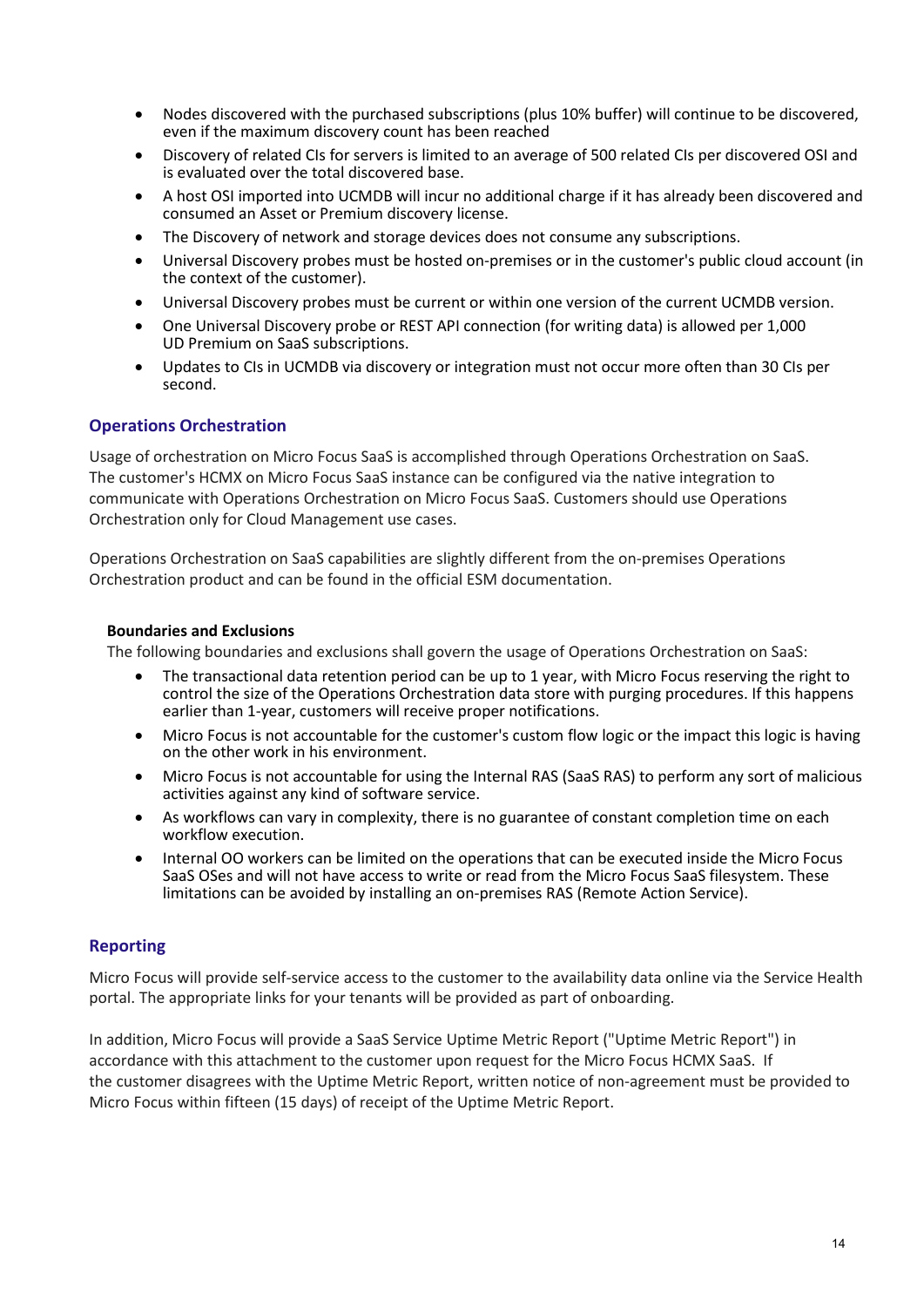- Nodes discovered with the purchased subscriptions (plus 10% buffer) will continue to be discovered, even if the maximum discovery count has been reached
- Discovery of related CIs for servers is limited to an average of 500 related CIs per discovered OSI and is evaluated over the total discovered base.
- A host OSI imported into UCMDB will incur no additional charge if it has already been discovered and consumed an Asset or Premium discovery license.
- The Discovery of network and storage devices does not consume any subscriptions.
- Universal Discovery probes must be hosted on-premises or in the customer's public cloud account (in the context of the customer).
- Universal Discovery probes must be current or within one version of the current UCMDB version.
- One Universal Discovery probe or REST API connection (for writing data) is allowed per 1,000 UD Premium on SaaS subscriptions.
- Updates to CIs in UCMDB via discovery or integration must not occur more often than 30 CIs per second.

## Operations Orchestration

Usage of orchestration on Micro Focus SaaS is accomplished through Operations Orchestration on SaaS. The customer's HCMX on Micro Focus SaaS instance can be configured via the native integration to communicate with Operations Orchestration on Micro Focus SaaS. Customers should use Operations Orchestration only for Cloud Management use cases.

Operations Orchestration on SaaS capabilities are slightly different from the on-premises Operations Orchestration product and can be found in the official ESM documentation.

### Boundaries and Exclusions

The following boundaries and exclusions shall govern the usage of Operations Orchestration on SaaS:

- The transactional data retention period can be up to 1 year, with Micro Focus reserving the right to control the size of the Operations Orchestration data store with purging procedures. If this happens earlier than 1-year, customers will receive proper notifications.
- Micro Focus is not accountable for the customer's custom flow logic or the impact this logic is having on the other work in his environment.
- Micro Focus is not accountable for using the Internal RAS (SaaS RAS) to perform any sort of malicious activities against any kind of software service.
- As workflows can vary in complexity, there is no guarantee of constant completion time on each workflow execution.
- Internal OO workers can be limited on the operations that can be executed inside the Micro Focus SaaS OSes and will not have access to write or read from the Micro Focus SaaS filesystem. These limitations can be avoided by installing an on-premises RAS (Remote Action Service).

## Reporting

Micro Focus will provide self-service access to the customer to the availability data online via the Service Health portal. The appropriate links for your tenants will be provided as part of onboarding.

In addition, Micro Focus will provide a SaaS Service Uptime Metric Report ("Uptime Metric Report") in accordance with this attachment to the customer upon request for the Micro Focus HCMX SaaS. If the customer disagrees with the Uptime Metric Report, written notice of non-agreement must be provided to Micro Focus within fifteen (15 days) of receipt of the Uptime Metric Report.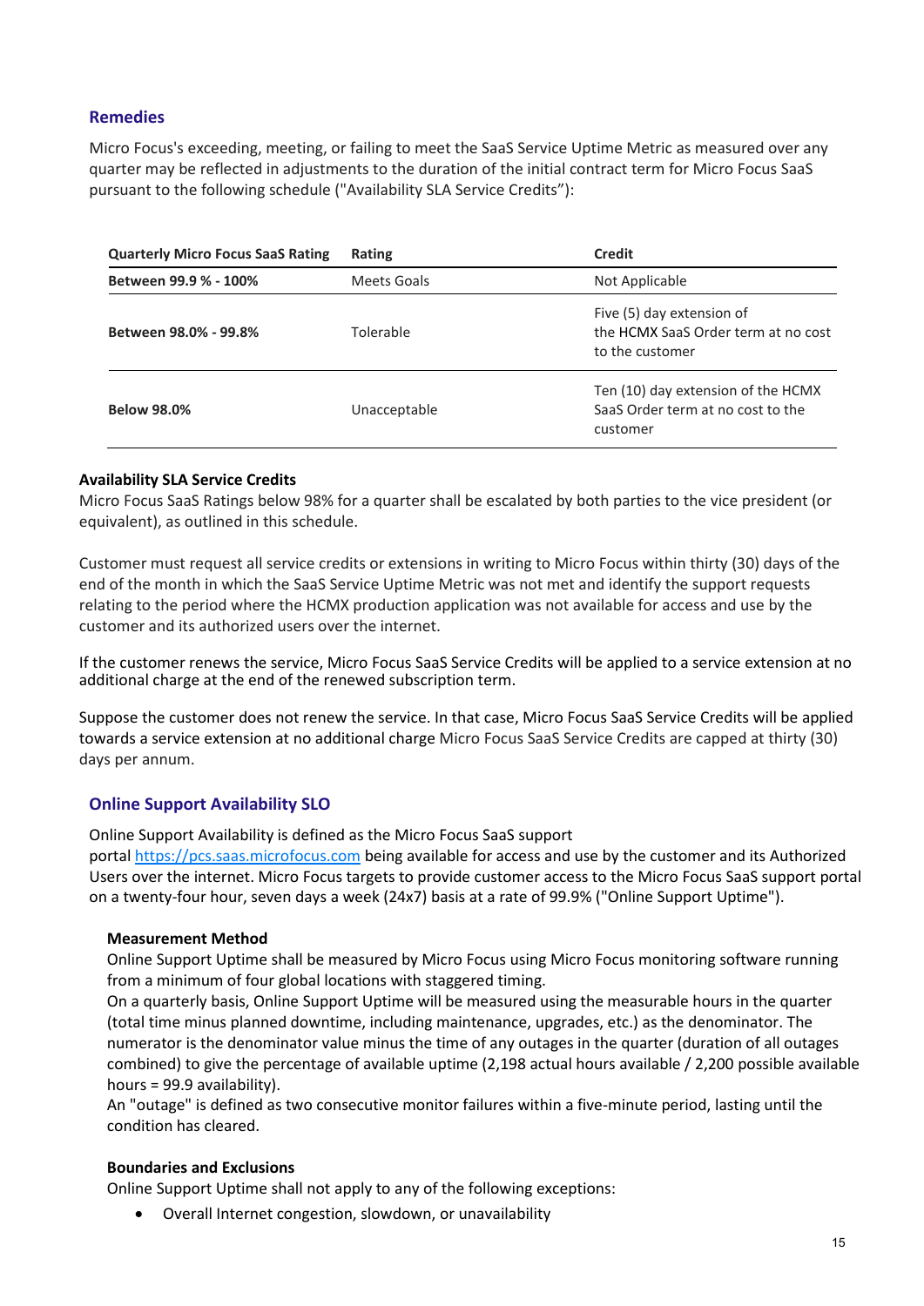## Remedies

Micro Focus's exceeding, meeting, or failing to meet the SaaS Service Uptime Metric as measured over any quarter may be reflected in adjustments to the duration of the initial contract term for Micro Focus SaaS pursuant to the following schedule ("Availability SLA Service Credits"):

| Quarterly Micro Focus SaaS Rating | Rating | Credit |
|---|---|---|
| **Between 99.9 % - 100%** | Meets Goals | Not Applicable |
| **Between 98.0% - 99.8%** | Tolerable | Five (5) day extension of the HCMX SaaS Order term at no cost to the customer |
| **Below 98.0%** | Unacceptable | Ten (10) day extension of the HCMX SaaS Order term at no cost to the customer |

**Availability SLA Service Credits**

Micro Focus SaaS Ratings below 98% for a quarter shall be escalated by both parties to the vice president (or equivalent), as outlined in this schedule.

Customer must request all service credits or extensions in writing to Micro Focus within thirty (30) days of the end of the month in which the SaaS Service Uptime Metric was not met and identify the support requests relating to the period where the HCMX production application was not available for access and use by the customer and its authorized users over the internet.

If the customer renews the service, Micro Focus SaaS Service Credits will be applied to a service extension at no additional charge at the end of the renewed subscription term.

Suppose the customer does not renew the service. In that case, Micro Focus SaaS Service Credits will be applied towards a service extension at no additional charge Micro Focus SaaS Service Credits are capped at thirty (30) days per annum.

## Online Support Availability SLO

Online Support Availability is defined as the Micro Focus SaaS support portal https://pcs.saas.microfocus.com being available for access and use by the customer and its Authorized Users over the internet. Micro Focus targets to provide customer access to the Micro Focus SaaS support portal on a twenty-four hour, seven days a week (24x7) basis at a rate of 99.9% ("Online Support Uptime").

**Measurement Method**

Online Support Uptime shall be measured by Micro Focus using Micro Focus monitoring software running from a minimum of four global locations with staggered timing.

On a quarterly basis, Online Support Uptime will be measured using the measurable hours in the quarter (total time minus planned downtime, including maintenance, upgrades, etc.) as the denominator. The numerator is the denominator value minus the time of any outages in the quarter (duration of all outages combined) to give the percentage of available uptime (2,198 actual hours available / 2,200 possible available hours = 99.9 availability).

An "outage" is defined as two consecutive monitor failures within a five-minute period, lasting until the condition has cleared.

**Boundaries and Exclusions**

Online Support Uptime shall not apply to any of the following exceptions:

- Overall Internet congestion, slowdown, or unavailability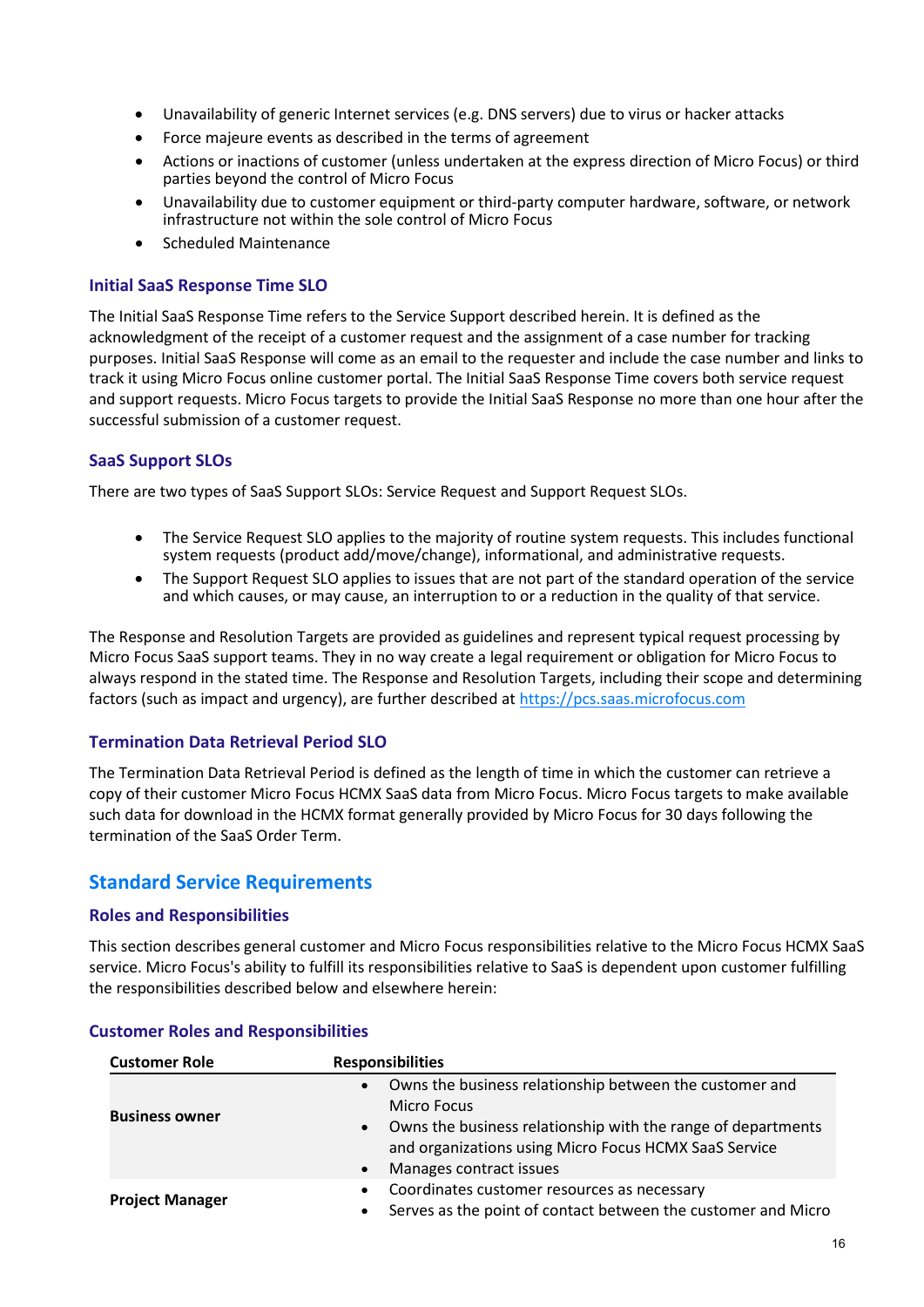- Unavailability of generic Internet services (e.g. DNS servers) due to virus or hacker attacks
- Force majeure events as described in the terms of agreement
- Actions or inactions of customer (unless undertaken at the express direction of Micro Focus) or third parties beyond the control of Micro Focus
- Unavailability due to customer equipment or third-party computer hardware, software, or network infrastructure not within the sole control of Micro Focus
- Scheduled Maintenance

### Initial SaaS Response Time SLO

The Initial SaaS Response Time refers to the Service Support described herein. It is defined as the acknowledgment of the receipt of a customer request and the assignment of a case number for tracking purposes. Initial SaaS Response will come as an email to the requester and include the case number and links to track it using Micro Focus online customer portal. The Initial SaaS Response Time covers both service request and support requests. Micro Focus targets to provide the Initial SaaS Response no more than one hour after the successful submission of a customer request.

### SaaS Support SLOs

There are two types of SaaS Support SLOs: Service Request and Support Request SLOs.

- The Service Request SLO applies to the majority of routine system requests. This includes functional system requests (product add/move/change), informational, and administrative requests.
- The Support Request SLO applies to issues that are not part of the standard operation of the service and which causes, or may cause, an interruption to or a reduction in the quality of that service.

The Response and Resolution Targets are provided as guidelines and represent typical request processing by Micro Focus SaaS support teams. They in no way create a legal requirement or obligation for Micro Focus to always respond in the stated time. The Response and Resolution Targets, including their scope and determining factors (such as impact and urgency), are further described at https://pcs.saas.microfocus.com

### Termination Data Retrieval Period SLO

The Termination Data Retrieval Period is defined as the length of time in which the customer can retrieve a copy of their customer Micro Focus HCMX SaaS data from Micro Focus. Micro Focus targets to make available such data for download in the HCMX format generally provided by Micro Focus for 30 days following the termination of the SaaS Order Term.

## Standard Service Requirements

### Roles and Responsibilities

This section describes general customer and Micro Focus responsibilities relative to the Micro Focus HCMX SaaS service. Micro Focus's ability to fulfill its responsibilities relative to SaaS is dependent upon customer fulfilling the responsibilities described below and elsewhere herein:

### Customer Roles and Responsibilities

| Customer Role | Responsibilities |
|---|---|
| **Business owner** | • Owns the business relationship between the customer and Micro Focus<br>• Owns the business relationship with the range of departments and organizations using Micro Focus HCMX SaaS Service<br>• Manages contract issues |
| **Project Manager** | • Coordinates customer resources as necessary<br>• Serves as the point of contact between the customer and Micro |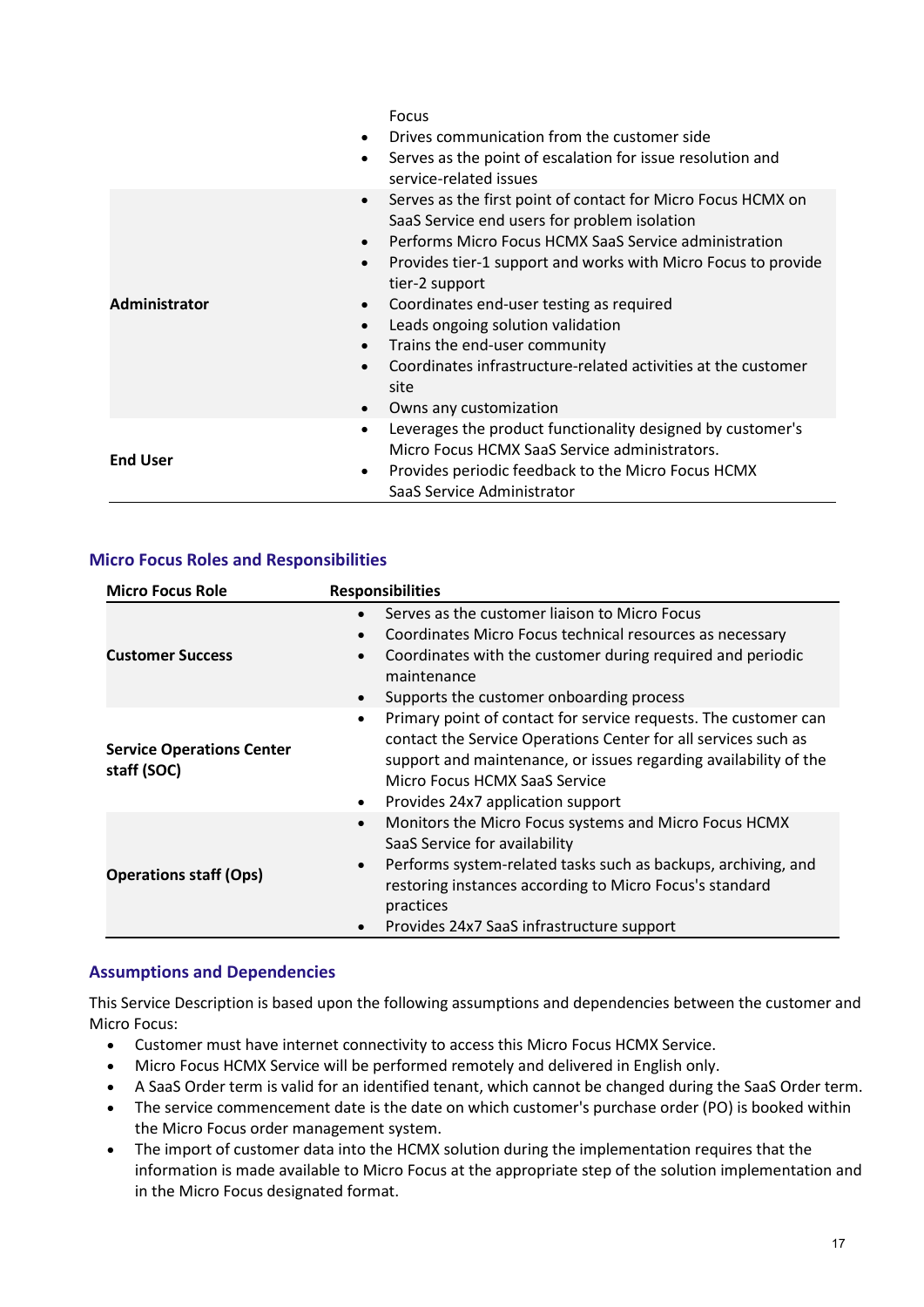| | |
|---|---|
| | Focus<br>• Drives communication from the customer side<br>• Serves as the point of escalation for issue resolution and service-related issues |
| **Administrator** | • Serves as the first point of contact for Micro Focus HCMX on SaaS Service end users for problem isolation<br>• Performs Micro Focus HCMX SaaS Service administration<br>• Provides tier-1 support and works with Micro Focus to provide tier-2 support<br>• Coordinates end-user testing as required<br>• Leads ongoing solution validation<br>• Trains the end-user community<br>• Coordinates infrastructure-related activities at the customer site<br>• Owns any customization |
| **End User** | • Leverages the product functionality designed by customer's Micro Focus HCMX SaaS Service administrators.<br>• Provides periodic feedback to the Micro Focus HCMX SaaS Service Administrator |

### Micro Focus Roles and Responsibilities

| Micro Focus Role | Responsibilities |
|---|---|
| **Customer Success** | • Serves as the customer liaison to Micro Focus<br>• Coordinates Micro Focus technical resources as necessary<br>• Coordinates with the customer during required and periodic maintenance<br>• Supports the customer onboarding process |
| **Service Operations Center staff (SOC)** | • Primary point of contact for service requests. The customer can contact the Service Operations Center for all services such as support and maintenance, or issues regarding availability of the Micro Focus HCMX SaaS Service<br>• Provides 24x7 application support |
| **Operations staff (Ops)** | • Monitors the Micro Focus systems and Micro Focus HCMX SaaS Service for availability<br>• Performs system-related tasks such as backups, archiving, and restoring instances according to Micro Focus's standard practices<br>• Provides 24x7 SaaS infrastructure support |

### Assumptions and Dependencies

This Service Description is based upon the following assumptions and dependencies between the customer and Micro Focus:

- Customer must have internet connectivity to access this Micro Focus HCMX Service.
- Micro Focus HCMX Service will be performed remotely and delivered in English only.
- A SaaS Order term is valid for an identified tenant, which cannot be changed during the SaaS Order term.
- The service commencement date is the date on which customer's purchase order (PO) is booked within the Micro Focus order management system.
- The import of customer data into the HCMX solution during the implementation requires that the information is made available to Micro Focus at the appropriate step of the solution implementation and in the Micro Focus designated format.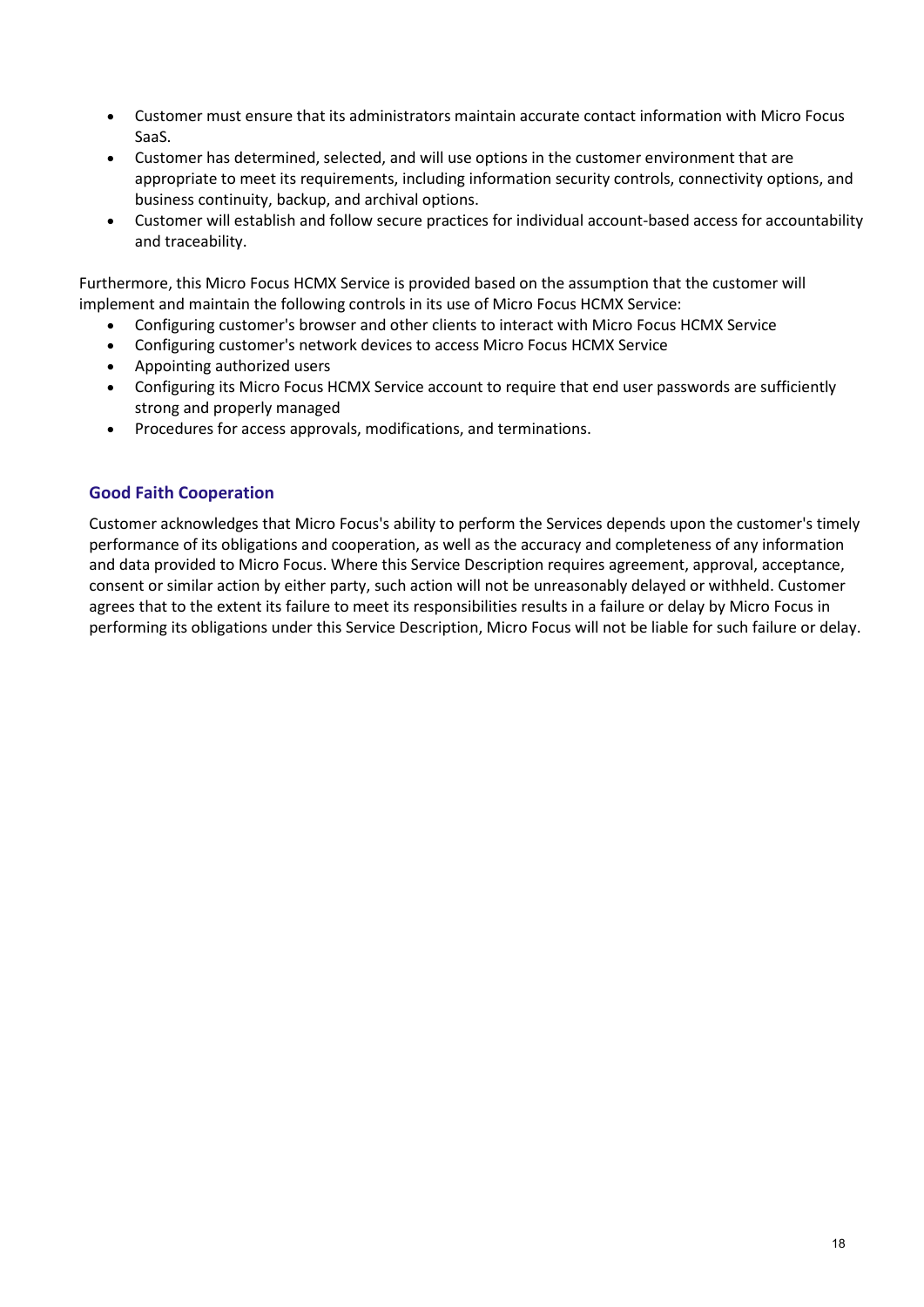- Customer must ensure that its administrators maintain accurate contact information with Micro Focus SaaS.
- Customer has determined, selected, and will use options in the customer environment that are appropriate to meet its requirements, including information security controls, connectivity options, and business continuity, backup, and archival options.
- Customer will establish and follow secure practices for individual account-based access for accountability and traceability.

Furthermore, this Micro Focus HCMX Service is provided based on the assumption that the customer will implement and maintain the following controls in its use of Micro Focus HCMX Service:

- Configuring customer's browser and other clients to interact with Micro Focus HCMX Service
- Configuring customer's network devices to access Micro Focus HCMX Service
- Appointing authorized users
- Configuring its Micro Focus HCMX Service account to require that end user passwords are sufficiently strong and properly managed
- Procedures for access approvals, modifications, and terminations.

### Good Faith Cooperation

Customer acknowledges that Micro Focus's ability to perform the Services depends upon the customer's timely performance of its obligations and cooperation, as well as the accuracy and completeness of any information and data provided to Micro Focus. Where this Service Description requires agreement, approval, acceptance, consent or similar action by either party, such action will not be unreasonably delayed or withheld. Customer agrees that to the extent its failure to meet its responsibilities results in a failure or delay by Micro Focus in performing its obligations under this Service Description, Micro Focus will not be liable for such failure or delay.